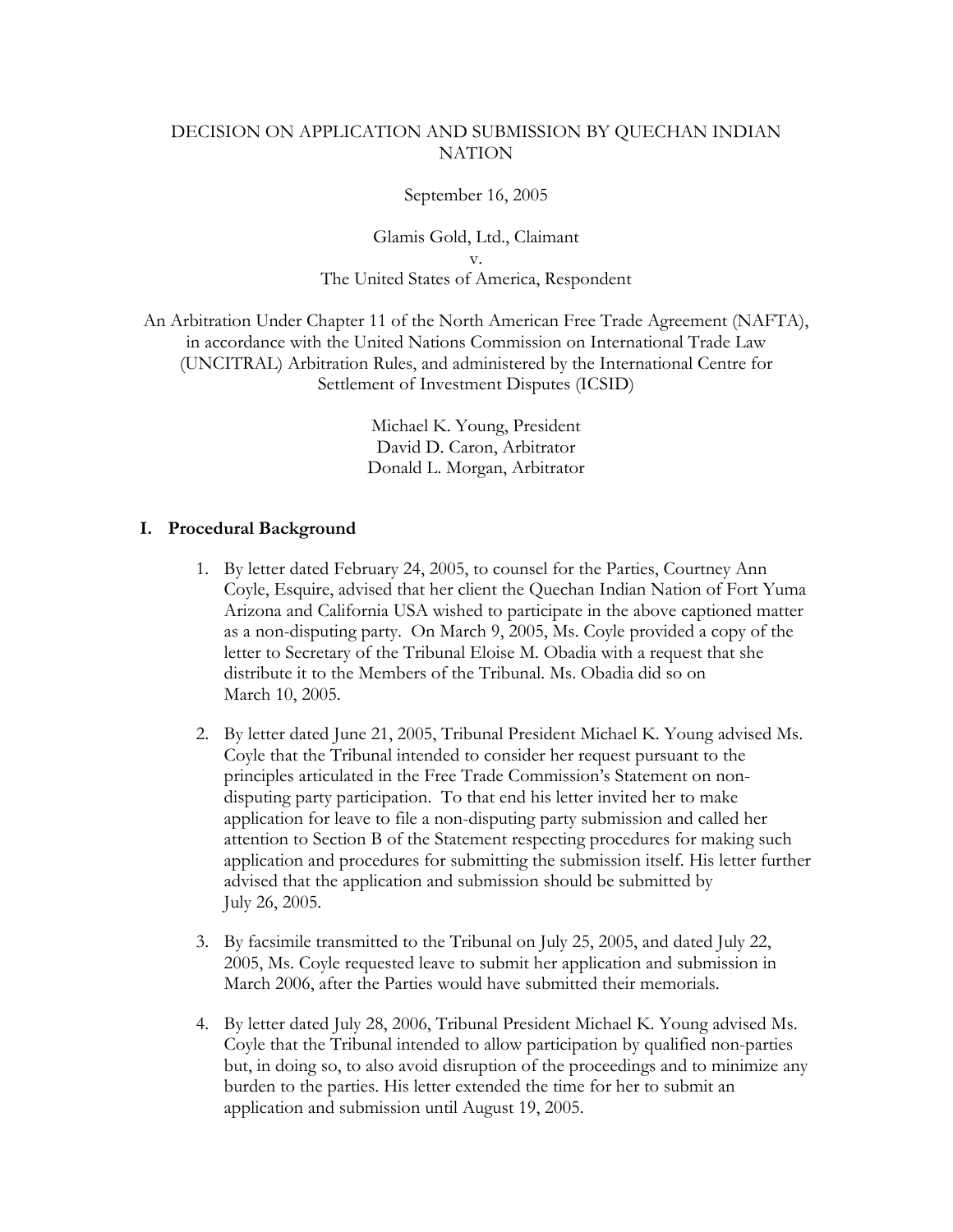# DECISION ON APPLICATION AND SUBMISSION BY QUECHAN INDIAN NATION

September 16, 2005

Glamis Gold, Ltd., Claimant
v.
The United States of America, Respondent

An Arbitration Under Chapter 11 of the North American Free Trade Agreement (NAFTA), in accordance with the United Nations Commission on International Trade Law (UNCITRAL) Arbitration Rules, and administered by the International Centre for Settlement of Investment Disputes (ICSID)

Michael K. Young, President
David D. Caron, Arbitrator
Donald L. Morgan, Arbitrator

## I. Procedural Background

1. By letter dated February 24, 2005, to counsel for the Parties, Courtney Ann Coyle, Esquire, advised that her client the Quechan Indian Nation of Fort Yuma Arizona and California USA wished to participate in the above captioned matter as a non-disputing party. On March 9, 2005, Ms. Coyle provided a copy of the letter to Secretary of the Tribunal Eloise M. Obadia with a request that she distribute it to the Members of the Tribunal. Ms. Obadia did so on March 10, 2005.

2. By letter dated June 21, 2005, Tribunal President Michael K. Young advised Ms. Coyle that the Tribunal intended to consider her request pursuant to the principles articulated in the Free Trade Commission's Statement on non-disputing party participation. To that end his letter invited her to make application for leave to file a non-disputing party submission and called her attention to Section B of the Statement respecting procedures for making such application and procedures for submitting the submission itself. His letter further advised that the application and submission should be submitted by July 26, 2005.

3. By facsimile transmitted to the Tribunal on July 25, 2005, and dated July 22, 2005, Ms. Coyle requested leave to submit her application and submission in March 2006, after the Parties would have submitted their memorials.

4. By letter dated July 28, 2006, Tribunal President Michael K. Young advised Ms. Coyle that the Tribunal intended to allow participation by qualified non-parties but, in doing so, to also avoid disruption of the proceedings and to minimize any burden to the parties. His letter extended the time for her to submit an application and submission until August 19, 2005.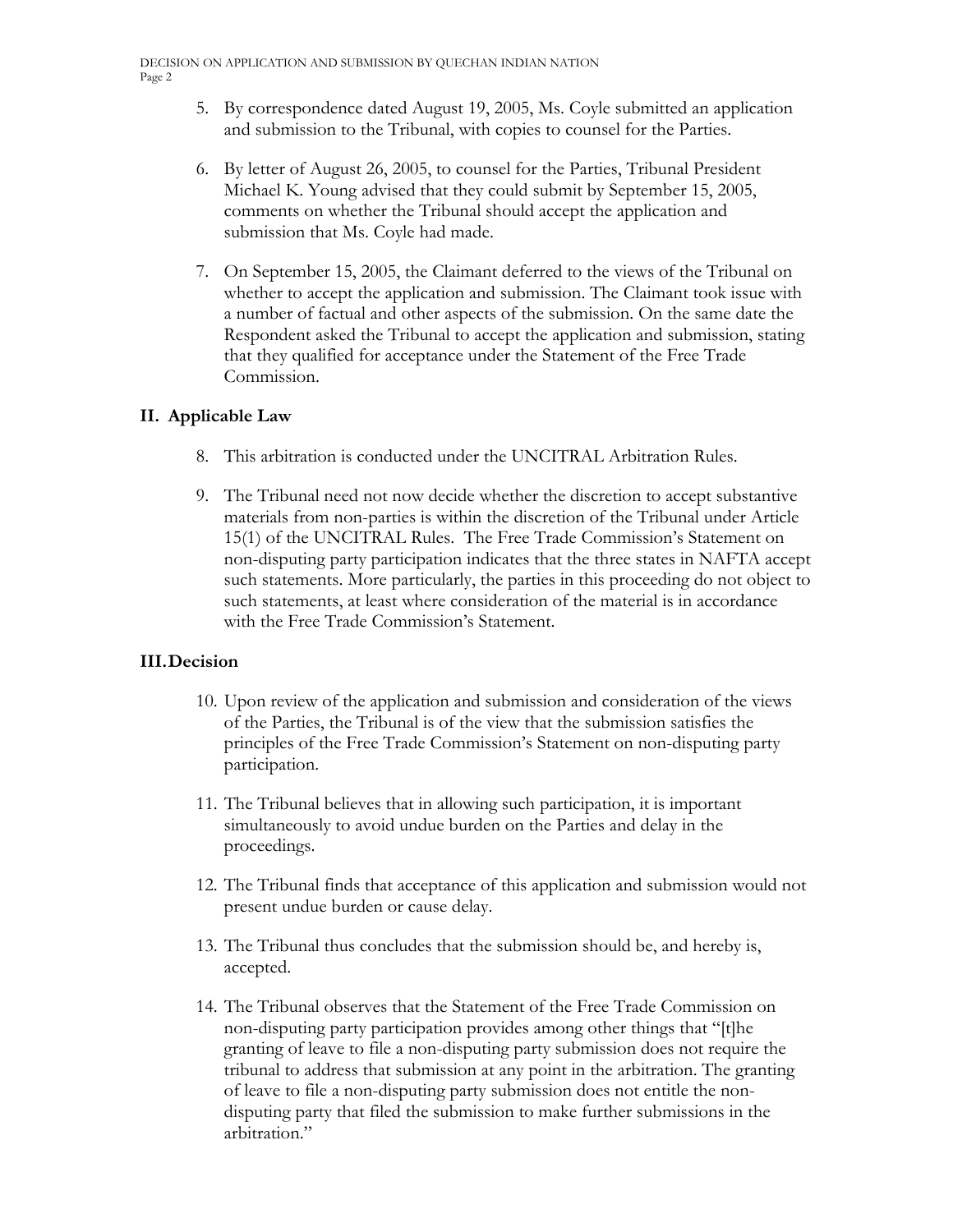5. By correspondence dated August 19, 2005, Ms. Coyle submitted an application and submission to the Tribunal, with copies to counsel for the Parties.

6. By letter of August 26, 2005, to counsel for the Parties, Tribunal President Michael K. Young advised that they could submit by September 15, 2005, comments on whether the Tribunal should accept the application and submission that Ms. Coyle had made.

7. On September 15, 2005, the Claimant deferred to the views of the Tribunal on whether to accept the application and submission. The Claimant took issue with a number of factual and other aspects of the submission. On the same date the Respondent asked the Tribunal to accept the application and submission, stating that they qualified for acceptance under the Statement of the Free Trade Commission.

## II. Applicable Law

8. This arbitration is conducted under the UNCITRAL Arbitration Rules.

9. The Tribunal need not now decide whether the discretion to accept substantive materials from non-parties is within the discretion of the Tribunal under Article 15(1) of the UNCITRAL Rules. The Free Trade Commission's Statement on non-disputing party participation indicates that the three states in NAFTA accept such statements. More particularly, the parties in this proceeding do not object to such statements, at least where consideration of the material is in accordance with the Free Trade Commission's Statement.

## III. Decision

10. Upon review of the application and submission and consideration of the views of the Parties, the Tribunal is of the view that the submission satisfies the principles of the Free Trade Commission's Statement on non-disputing party participation.

11. The Tribunal believes that in allowing such participation, it is important simultaneously to avoid undue burden on the Parties and delay in the proceedings.

12. The Tribunal finds that acceptance of this application and submission would not present undue burden or cause delay.

13. The Tribunal thus concludes that the submission should be, and hereby is, accepted.

14. The Tribunal observes that the Statement of the Free Trade Commission on non-disputing party participation provides among other things that "[t]he granting of leave to file a non-disputing party submission does not require the tribunal to address that submission at any point in the arbitration. The granting of leave to file a non-disputing party submission does not entitle the non-disputing party that filed the submission to make further submissions in the arbitration."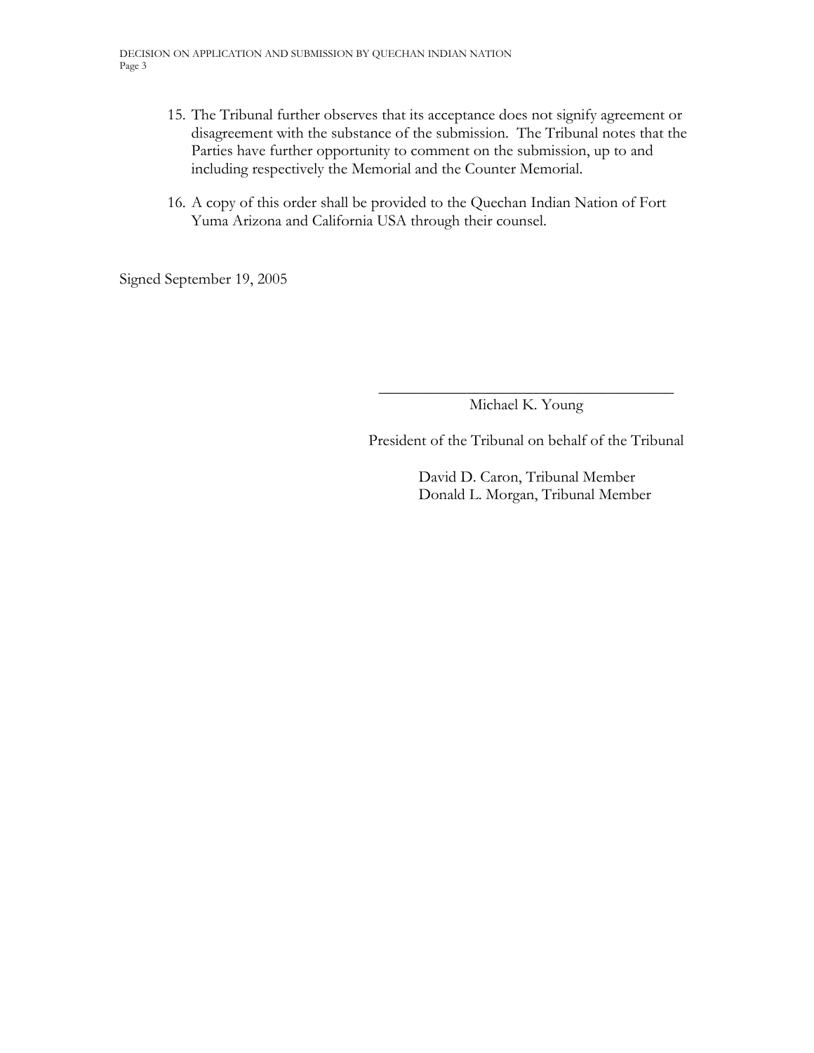15. The Tribunal further observes that its acceptance does not signify agreement or disagreement with the substance of the submission. The Tribunal notes that the Parties have further opportunity to comment on the submission, up to and including respectively the Memorial and the Counter Memorial.

16. A copy of this order shall be provided to the Quechan Indian Nation of Fort Yuma Arizona and California USA through their counsel.

Signed September 19, 2005

\_\_\_\_\_\_\_\_\_\_\_\_\_\_\_\_\_\_\_\_\_\_\_\_\_\_\_\_\_\_\_\_\_\_\_\_\_\_

Michael K. Young

President of the Tribunal on behalf of the Tribunal

David D. Caron, Tribunal Member
Donald L. Morgan, Tribunal Member